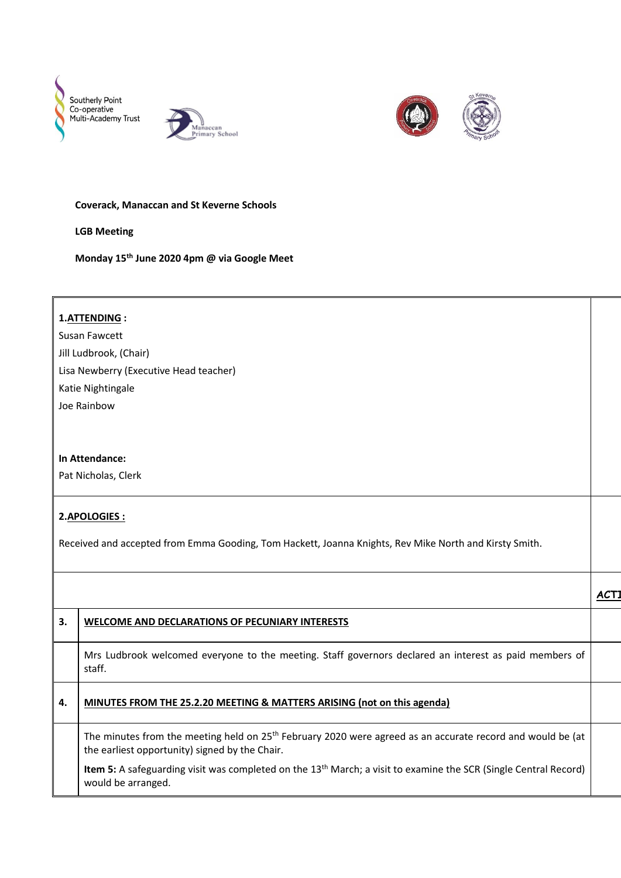**Coverack, Manaccan and St Keverne Schools**

**LGB Meeting**

**Monday 15th June 2020 4pm @ via Google Meet**

**1. ATTENDING :**

Susan Fawcett

Jill Ludbrook, (Chair)

Lisa Newberry (Executive Head teacher)

Katie Nightingale

Joe Rainbow

**In Attendance:**

Pat Nicholas, Clerk

**2. APOLOGIES :**

Received and accepted from Emma Gooding, Tom Hackett, Joanna Knights, Rev Mike North and Kirsty Smith.

| | | ACTI |
|---|---|---|
| 3. | **WELCOME AND DECLARATIONS OF PECUNIARY INTERESTS** | |
| | Mrs Ludbrook welcomed everyone to the meeting. Staff governors declared an interest as paid members of staff. | |
| 4. | **MINUTES FROM THE 25.2.20 MEETING & MATTERS ARISING (not on this agenda)** | |
| | The minutes from the meeting held on 25th February 2020 were agreed as an accurate record and would be (at the earliest opportunity) signed by the Chair.<br><br>**Item 5:** A safeguarding visit was completed on the 13th March; a visit to examine the SCR (Single Central Record) would be arranged. | |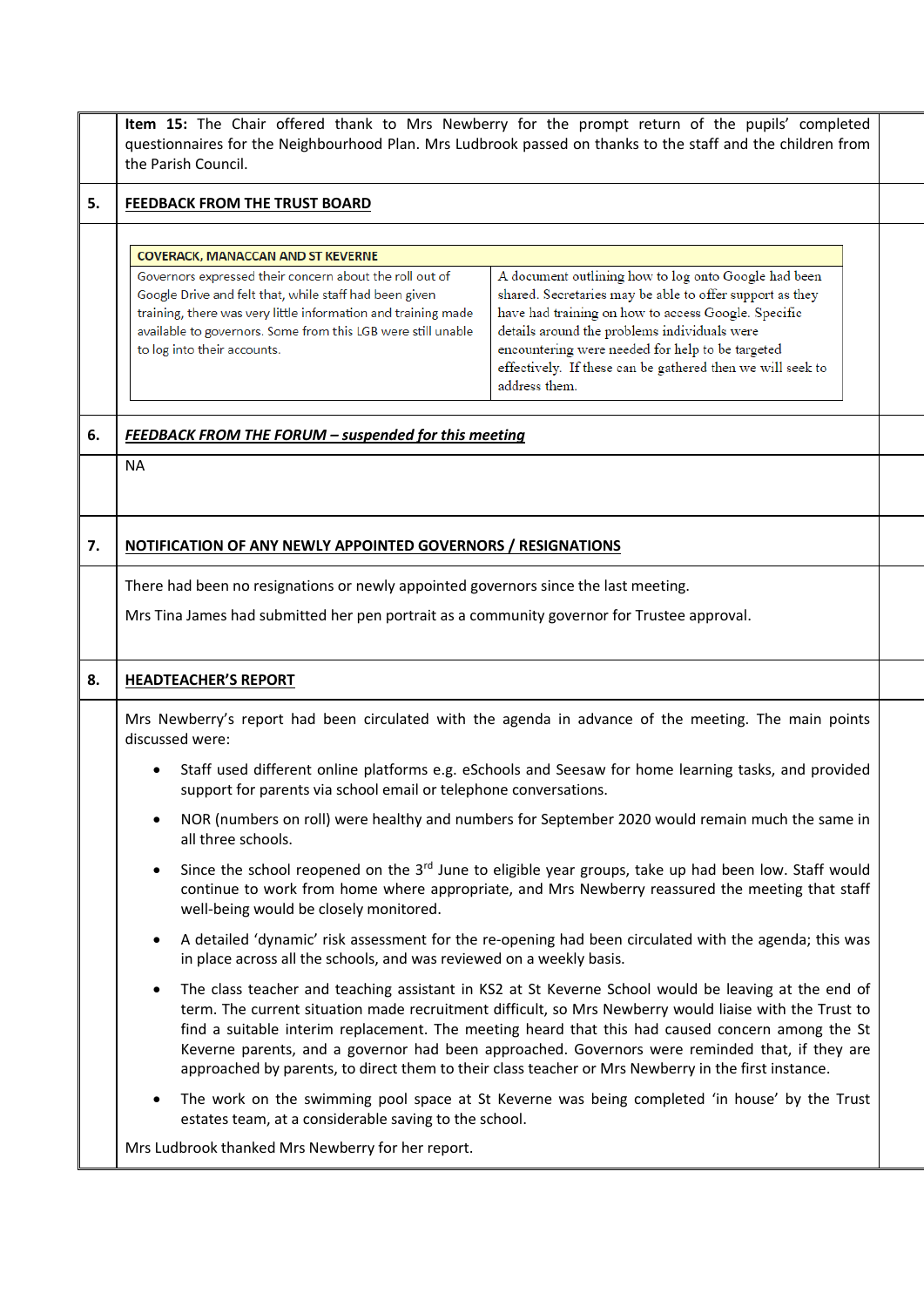**Item 15:** The Chair offered thank to Mrs Newberry for the prompt return of the pupils' completed questionnaires for the Neighbourhood Plan. Mrs Ludbrook passed on thanks to the staff and the children from the Parish Council.

**5. FEEDBACK FROM THE TRUST BOARD**

| COVERACK, MANACCAN AND ST KEVERNE | |
|---|---|
| Governors expressed their concern about the roll out of Google Drive and felt that, while staff had been given training, there was very little information and training made available to governors. Some from this LGB were still unable to log into their accounts. | A document outlining how to log onto Google had been shared. Secretaries may be able to offer support as they have had training on how to access Google. Specific details around the problems individuals were encountering were needed for help to be targeted effectively. If these can be gathered then we will seek to address them. |

**6. *FEEDBACK FROM THE FORUM – suspended for this meeting***

NA

**7. NOTIFICATION OF ANY NEWLY APPOINTED GOVERNORS / RESIGNATIONS**

There had been no resignations or newly appointed governors since the last meeting.

Mrs Tina James had submitted her pen portrait as a community governor for Trustee approval.

**8. HEADTEACHER'S REPORT**

Mrs Newberry's report had been circulated with the agenda in advance of the meeting. The main points discussed were:

- Staff used different online platforms e.g. eSchools and Seesaw for home learning tasks, and provided support for parents via school email or telephone conversations.
- NOR (numbers on roll) were healthy and numbers for September 2020 would remain much the same in all three schools.
- Since the school reopened on the 3rd June to eligible year groups, take up had been low. Staff would continue to work from home where appropriate, and Mrs Newberry reassured the meeting that staff well-being would be closely monitored.
- A detailed 'dynamic' risk assessment for the re-opening had been circulated with the agenda; this was in place across all the schools, and was reviewed on a weekly basis.
- The class teacher and teaching assistant in KS2 at St Keverne School would be leaving at the end of term. The current situation made recruitment difficult, so Mrs Newberry would liaise with the Trust to find a suitable interim replacement. The meeting heard that this had caused concern among the St Keverne parents, and a governor had been approached. Governors were reminded that, if they are approached by parents, to direct them to their class teacher or Mrs Newberry in the first instance.
- The work on the swimming pool space at St Keverne was being completed 'in house' by the Trust estates team, at a considerable saving to the school.

Mrs Ludbrook thanked Mrs Newberry for her report.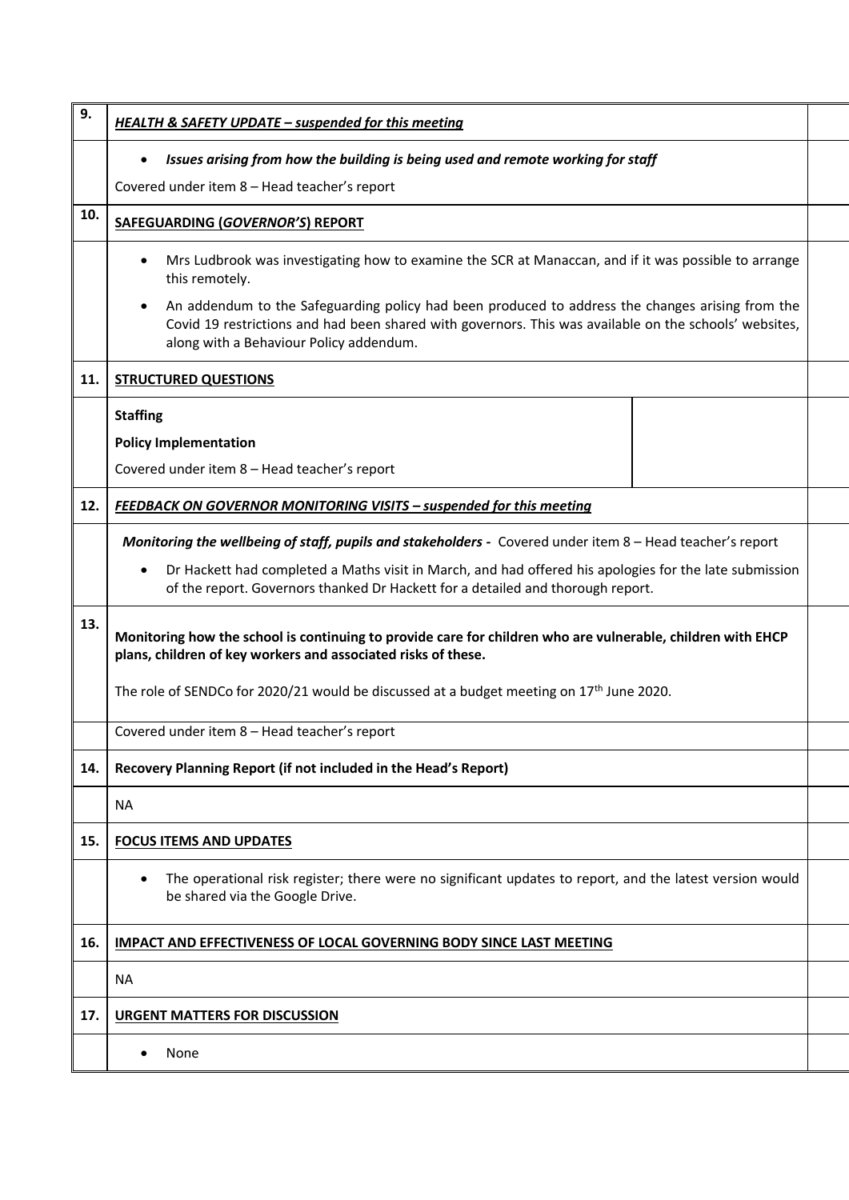| | | |
|---|---|---|
| 9. | ***HEALTH & SAFETY UPDATE – suspended for this meeting*** | |
| | • ***Issues arising from how the building is being used and remote working for staff*** <br> Covered under item 8 – Head teacher's report | |
| 10. | **SAFEGUARDING (*GOVERNOR'S*) REPORT** | |
| | • Mrs Ludbrook was investigating how to examine the SCR at Manaccan, and if it was possible to arrange this remotely. <br> • An addendum to the Safeguarding policy had been produced to address the changes arising from the Covid 19 restrictions and had been shared with governors. This was available on the schools' websites, along with a Behaviour Policy addendum. | |
| 11. | **STRUCTURED QUESTIONS** | |
| | **Staffing** <br> **Policy Implementation** <br> Covered under item 8 – Head teacher's report | |
| 12. | ***FEEDBACK ON GOVERNOR MONITORING VISITS – suspended for this meeting*** | |
| | ***Monitoring the wellbeing of staff, pupils and stakeholders -*** Covered under item 8 – Head teacher's report <br> • Dr Hackett had completed a Maths visit in March, and had offered his apologies for the late submission of the report. Governors thanked Dr Hackett for a detailed and thorough report. | |
| 13. | **Monitoring how the school is continuing to provide care for children who are vulnerable, children with EHCP plans, children of key workers and associated risks of these.** <br> The role of SENDCo for 2020/21 would be discussed at a budget meeting on 17th June 2020. | |
| | Covered under item 8 – Head teacher's report | |
| 14. | **Recovery Planning Report (if not included in the Head's Report)** | |
| | NA | |
| 15. | **FOCUS ITEMS AND UPDATES** | |
| | • The operational risk register; there were no significant updates to report, and the latest version would be shared via the Google Drive. | |
| 16. | **IMPACT AND EFFECTIVENESS OF LOCAL GOVERNING BODY SINCE LAST MEETING** | |
| | NA | |
| 17. | **URGENT MATTERS FOR DISCUSSION** | |
| | • None | |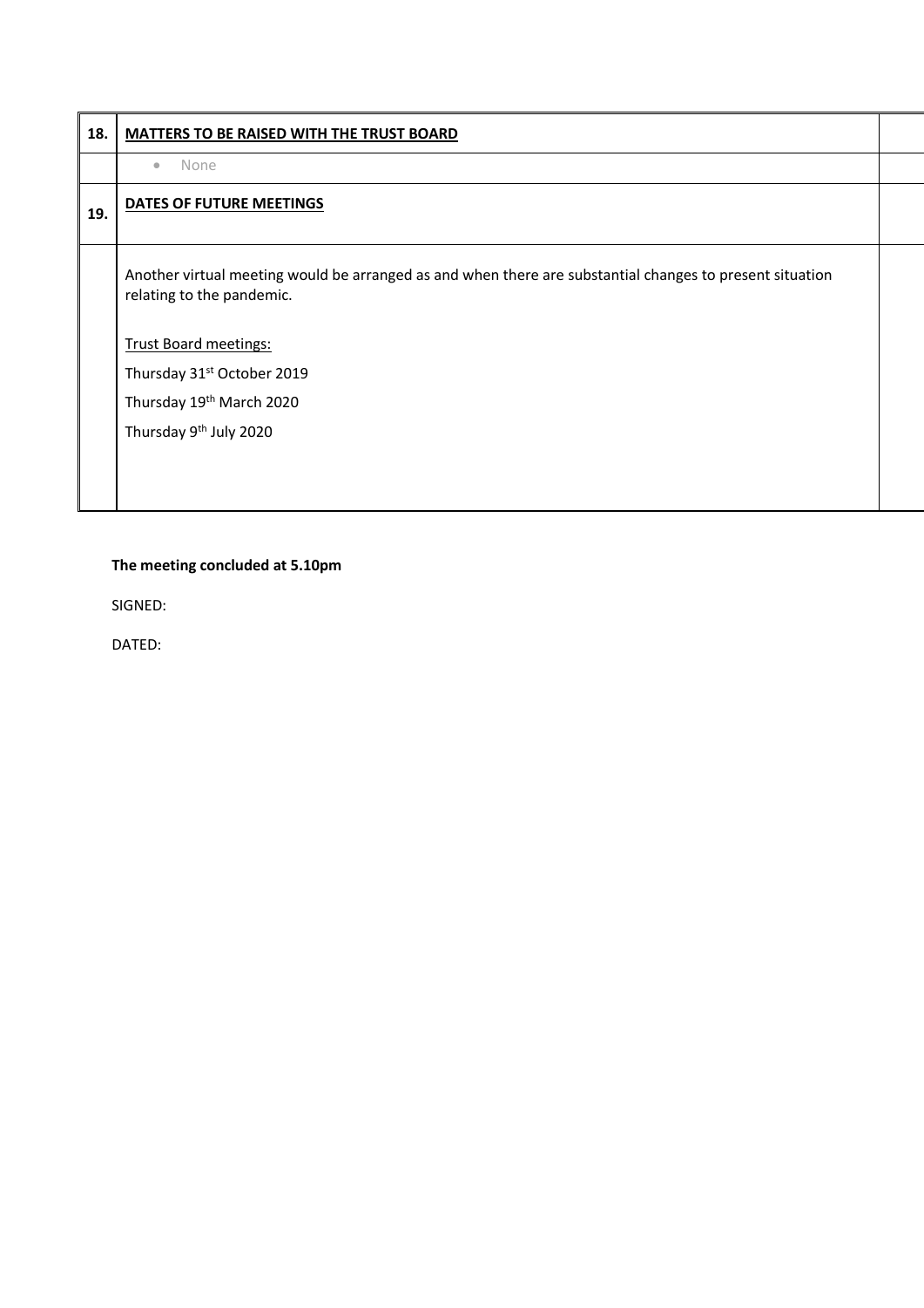| | | |
|---|---|---|
| **18.** | **MATTERS TO BE RAISED WITH THE TRUST BOARD** | |
| | • None | |
| **19.** | **DATES OF FUTURE MEETINGS** | |
| | Another virtual meeting would be arranged as and when there are substantial changes to present situation relating to the pandemic.<br><br>Trust Board meetings:<br>Thursday 31st October 2019<br>Thursday 19th March 2020<br>Thursday 9th July 2020 | |

**The meeting concluded at 5.10pm**

SIGNED:

DATED: